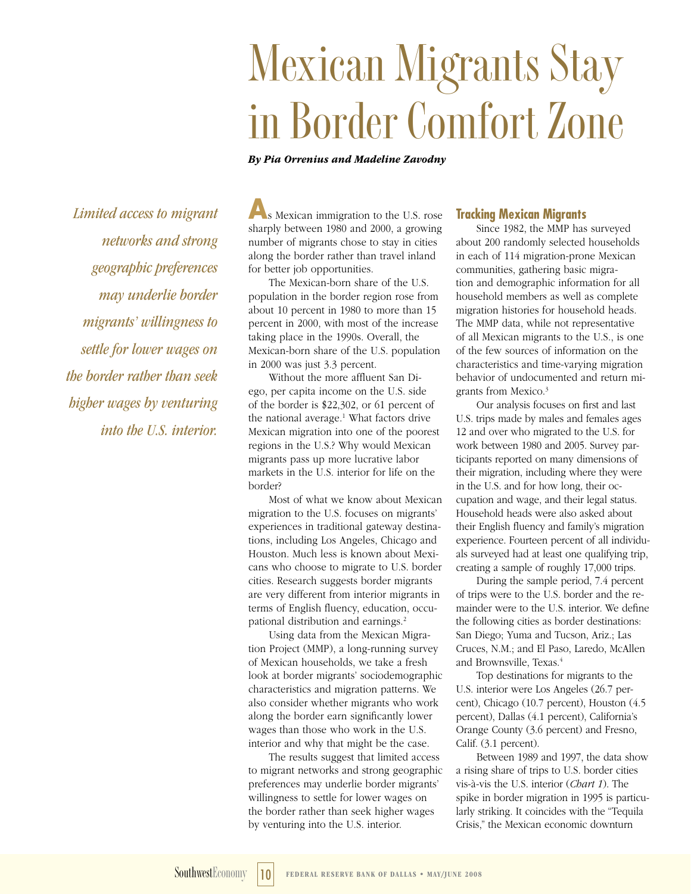# Mexican Migrants Stay in Border Comfort Zone

***By Pia Orrenius and Madeline Zavodny***

*Limited access to migrant networks and strong geographic preferences may underlie border migrants' willingness to settle for lower wages on the border rather than seek higher wages by venturing into the U.S. interior.*

As Mexican immigration to the U.S. rose sharply between 1980 and 2000, a growing number of migrants chose to stay in cities along the border rather than travel inland for better job opportunities.

The Mexican-born share of the U.S. population in the border region rose from about 10 percent in 1980 to more than 15 percent in 2000, with most of the increase taking place in the 1990s. Overall, the Mexican-born share of the U.S. population in 2000 was just 3.3 percent.

Without the more affluent San Diego, per capita income on the U.S. side of the border is $22,302, or 61 percent of the national average.[1] What factors drive Mexican migration into one of the poorest regions in the U.S.? Why would Mexican migrants pass up more lucrative labor markets in the U.S. interior for life on the border?

Most of what we know about Mexican migration to the U.S. focuses on migrants' experiences in traditional gateway destinations, including Los Angeles, Chicago and Houston. Much less is known about Mexicans who choose to migrate to U.S. border cities. Research suggests border migrants are very different from interior migrants in terms of English fluency, education, occupational distribution and earnings.[2]

Using data from the Mexican Migration Project (MMP), a long-running survey of Mexican households, we take a fresh look at border migrants' sociodemographic characteristics and migration patterns. We also consider whether migrants who work along the border earn significantly lower wages than those who work in the U.S. interior and why that might be the case.

The results suggest that limited access to migrant networks and strong geographic preferences may underlie border migrants' willingness to settle for lower wages on the border rather than seek higher wages by venturing into the U.S. interior.

## Tracking Mexican Migrants

Since 1982, the MMP has surveyed about 200 randomly selected households in each of 114 migration-prone Mexican communities, gathering basic migration and demographic information for all household members as well as complete migration histories for household heads. The MMP data, while not representative of all Mexican migrants to the U.S., is one of the few sources of information on the characteristics and time-varying migration behavior of undocumented and return migrants from Mexico.[3]

Our analysis focuses on first and last U.S. trips made by males and females ages 12 and over who migrated to the U.S. for work between 1980 and 2005. Survey participants reported on many dimensions of their migration, including where they were in the U.S. and for how long, their occupation and wage, and their legal status. Household heads were also asked about their English fluency and family's migration experience. Fourteen percent of all individuals surveyed had at least one qualifying trip, creating a sample of roughly 17,000 trips.

During the sample period, 7.4 percent of trips were to the U.S. border and the remainder were to the U.S. interior. We define the following cities as border destinations: San Diego; Yuma and Tucson, Ariz.; Las Cruces, N.M.; and El Paso, Laredo, McAllen and Brownsville, Texas.[4]

Top destinations for migrants to the U.S. interior were Los Angeles (26.7 percent), Chicago (10.7 percent), Houston (4.5 percent), Dallas (4.1 percent), California's Orange County (3.6 percent) and Fresno, Calif. (3.1 percent).

Between 1989 and 1997, the data show a rising share of trips to U.S. border cities vis-à-vis the U.S. interior (*Chart 1*). The spike in border migration in 1995 is particularly striking. It coincides with the "Tequila Crisis," the Mexican economic downturn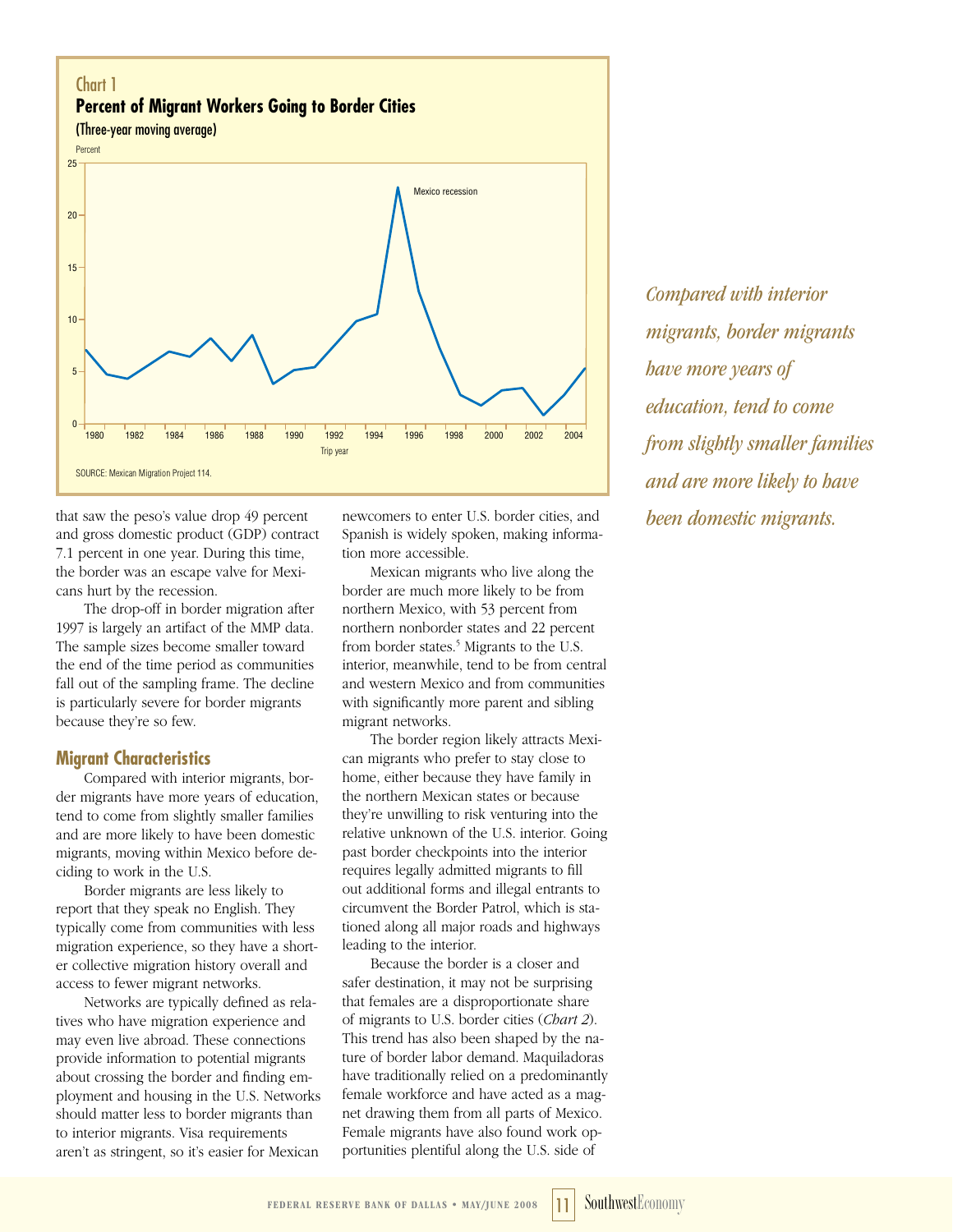Chart 1

**Percent of Migrant Workers Going to Border Cities**

(Three-year moving average)

SOURCE: Mexican Migration Project 114.

that saw the peso's value drop 49 percent and gross domestic product (GDP) contract 7.1 percent in one year. During this time, the border was an escape valve for Mexicans hurt by the recession.

The drop-off in border migration after 1997 is largely an artifact of the MMP data. The sample sizes become smaller toward the end of the time period as communities fall out of the sampling frame. The decline is particularly severe for border migrants because they're so few.

## Migrant Characteristics

Compared with interior migrants, border migrants have more years of education, tend to come from slightly smaller families and are more likely to have been domestic migrants, moving within Mexico before deciding to work in the U.S.

Border migrants are less likely to report that they speak no English. They typically come from communities with less migration experience, so they have a shorter collective migration history overall and access to fewer migrant networks.

Networks are typically defined as relatives who have migration experience and may even live abroad. These connections provide information to potential migrants about crossing the border and finding employment and housing in the U.S. Networks should matter less to border migrants than to interior migrants. Visa requirements aren't as stringent, so it's easier for Mexican newcomers to enter U.S. border cities, and Spanish is widely spoken, making information more accessible.

Mexican migrants who live along the border are much more likely to be from northern Mexico, with 53 percent from northern nonborder states and 22 percent from border states.[5] Migrants to the U.S. interior, meanwhile, tend to be from central and western Mexico and from communities with significantly more parent and sibling migrant networks.

The border region likely attracts Mexican migrants who prefer to stay close to home, either because they have family in the northern Mexican states or because they're unwilling to risk venturing into the relative unknown of the U.S. interior. Going past border checkpoints into the interior requires legally admitted migrants to fill out additional forms and illegal entrants to circumvent the Border Patrol, which is stationed along all major roads and highways leading to the interior.

Because the border is a closer and safer destination, it may not be surprising that females are a disproportionate share of migrants to U.S. border cities (*Chart 2*). This trend has also been shaped by the nature of border labor demand. Maquiladoras have traditionally relied on a predominantly female workforce and have acted as a magnet drawing them from all parts of Mexico. Female migrants have also found work opportunities plentiful along the U.S. side of

*Compared with interior migrants, border migrants have more years of education, tend to come from slightly smaller families and are more likely to have been domestic migrants.*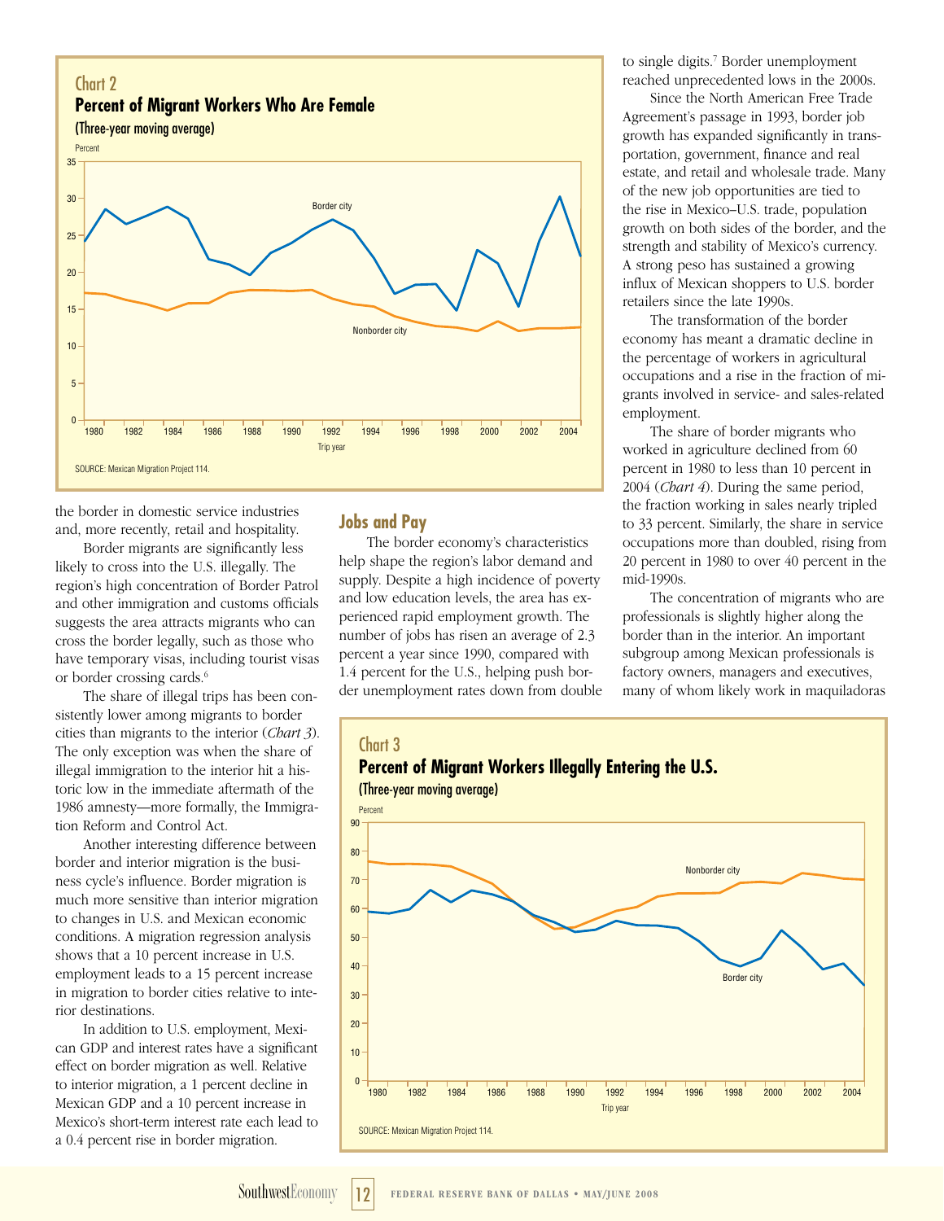**Chart 2**

**Percent of Migrant Workers Who Are Female**

**(Three-year moving average)**

SOURCE: Mexican Migration Project 114.

the border in domestic service industries and, more recently, retail and hospitality.

Border migrants are significantly less likely to cross into the U.S. illegally. The region's high concentration of Border Patrol and other immigration and customs officials suggests the area attracts migrants who can cross the border legally, such as those who have temporary visas, including tourist visas or border crossing cards.[6]

The share of illegal trips has been consistently lower among migrants to border cities than migrants to the interior (*Chart 3*). The only exception was when the share of illegal immigration to the interior hit a historic low in the immediate aftermath of the 1986 amnesty—more formally, the Immigration Reform and Control Act.

Another interesting difference between border and interior migration is the business cycle's influence. Border migration is much more sensitive than interior migration to changes in U.S. and Mexican economic conditions. A migration regression analysis shows that a 10 percent increase in U.S. employment leads to a 15 percent increase in migration to border cities relative to interior destinations.

In addition to U.S. employment, Mexican GDP and interest rates have a significant effect on border migration as well. Relative to interior migration, a 1 percent decline in Mexican GDP and a 10 percent increase in Mexico's short-term interest rate each lead to a 0.4 percent rise in border migration.

## Jobs and Pay

The border economy's characteristics help shape the region's labor demand and supply. Despite a high incidence of poverty and low education levels, the area has experienced rapid employment growth. The number of jobs has risen an average of 2.3 percent a year since 1990, compared with 1.4 percent for the U.S., helping push border unemployment rates down from double to single digits.[7] Border unemployment reached unprecedented lows in the 2000s.

Since the North American Free Trade Agreement's passage in 1993, border job growth has expanded significantly in transportation, government, finance and real estate, and retail and wholesale trade. Many of the new job opportunities are tied to the rise in Mexico–U.S. trade, population growth on both sides of the border, and the strength and stability of Mexico's currency. A strong peso has sustained a growing influx of Mexican shoppers to U.S. border retailers since the late 1990s.

The transformation of the border economy has meant a dramatic decline in the percentage of workers in agricultural occupations and a rise in the fraction of migrants involved in service- and sales-related employment.

The share of border migrants who worked in agriculture declined from 60 percent in 1980 to less than 10 percent in 2004 (*Chart 4*). During the same period, the fraction working in sales nearly tripled to 33 percent. Similarly, the share in service occupations more than doubled, rising from 20 percent in 1980 to over 40 percent in the mid-1990s.

The concentration of migrants who are professionals is slightly higher along the border than in the interior. An important subgroup among Mexican professionals is factory owners, managers and executives, many of whom likely work in maquiladoras

**Chart 3**

**Percent of Migrant Workers Illegally Entering the U.S.**

**(Three-year moving average)**

SOURCE: Mexican Migration Project 114.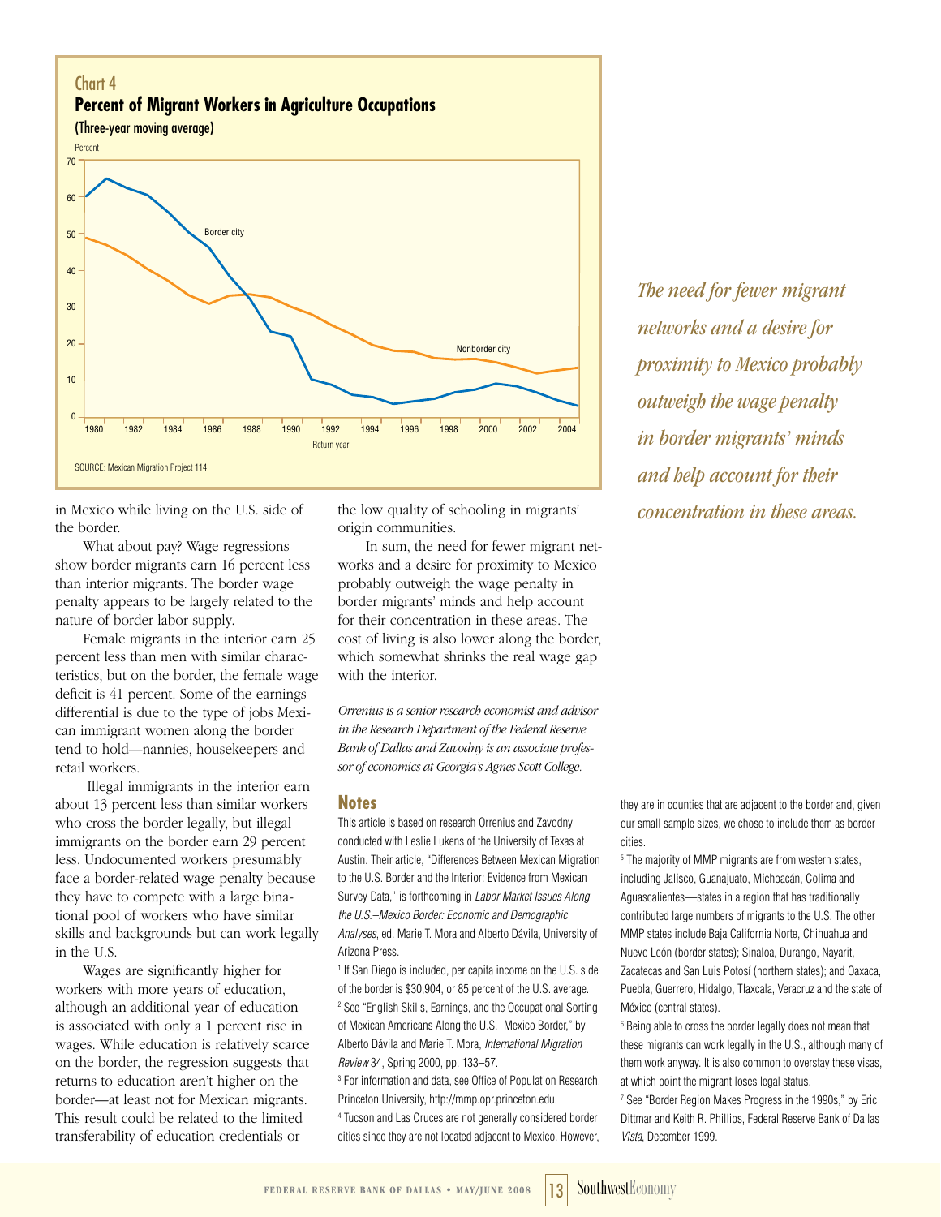Chart 4

**Percent of Migrant Workers in Agriculture Occupations**

(Three-year moving average)

Percent

70
60
50
40
30
20
10
0

1980 1982 1984 1986 1988 1990 1992 1994 1996 1998 2000 2002 2004

Return year

Border city

Nonborder city

SOURCE: Mexican Migration Project 114.

in Mexico while living on the U.S. side of the border.

What about pay? Wage regressions show border migrants earn 16 percent less than interior migrants. The border wage penalty appears to be largely related to the nature of border labor supply.

Female migrants in the interior earn 25 percent less than men with similar characteristics, but on the border, the female wage deficit is 41 percent. Some of the earnings differential is due to the type of jobs Mexican immigrant women along the border tend to hold—nannies, housekeepers and retail workers.

Illegal immigrants in the interior earn about 13 percent less than similar workers who cross the border legally, but illegal immigrants on the border earn 29 percent less. Undocumented workers presumably face a border-related wage penalty because they have to compete with a large binational pool of workers who have similar skills and backgrounds but can work legally in the U.S.

Wages are significantly higher for workers with more years of education, although an additional year of education is associated with only a 1 percent rise in wages. While education is relatively scarce on the border, the regression suggests that returns to education aren't higher on the border—at least not for Mexican migrants. This result could be related to the limited transferability of education credentials or the low quality of schooling in migrants' origin communities.

In sum, the need for fewer migrant networks and a desire for proximity to Mexico probably outweigh the wage penalty in border migrants' minds and help account for their concentration in these areas. The cost of living is also lower along the border, which somewhat shrinks the real wage gap with the interior.

*Orrenius is a senior research economist and advisor in the Research Department of the Federal Reserve Bank of Dallas and Zavodny is an associate professor of economics at Georgia's Agnes Scott College.*

*The need for fewer migrant networks and a desire for proximity to Mexico probably outweigh the wage penalty in border migrants' minds and help account for their concentration in these areas.*

## Notes

This article is based on research Orrenius and Zavodny conducted with Leslie Lukens of the University of Texas at Austin. Their article, "Differences Between Mexican Migration to the U.S. Border and the Interior: Evidence from Mexican Survey Data," is forthcoming in *Labor Market Issues Along the U.S.–Mexico Border: Economic and Demographic Analyses*, ed. Marie T. Mora and Alberto Dávila, University of Arizona Press.

[1] If San Diego is included, per capita income on the U.S. side of the border is $30,904, or 85 percent of the U.S. average.

[2] See "English Skills, Earnings, and the Occupational Sorting of Mexican Americans Along the U.S.–Mexico Border," by Alberto Dávila and Marie T. Mora, *International Migration Review* 34, Spring 2000, pp. 133–57.

[3] For information and data, see Office of Population Research, Princeton University, http://mmp.opr.princeton.edu.

[4] Tucson and Las Cruces are not generally considered border cities since they are not located adjacent to Mexico. However, they are in counties that are adjacent to the border and, given our small sample sizes, we chose to include them as border cities.

[5] The majority of MMP migrants are from western states, including Jalisco, Guanajuato, Michoacán, Colima and Aguascalientes—states in a region that has traditionally contributed large numbers of migrants to the U.S. The other MMP states include Baja California Norte, Chihuahua and Nuevo León (border states); Sinaloa, Durango, Nayarit, Zacatecas and San Luis Potosí (northern states); and Oaxaca, Puebla, Guerrero, Hidalgo, Tlaxcala, Veracruz and the state of México (central states).

[6] Being able to cross the border legally does not mean that these migrants can work legally in the U.S., although many of them work anyway. It is also common to overstay these visas, at which point the migrant loses legal status.

[7] See "Border Region Makes Progress in the 1990s," by Eric Dittmar and Keith R. Phillips, Federal Reserve Bank of Dallas *Vista*, December 1999.